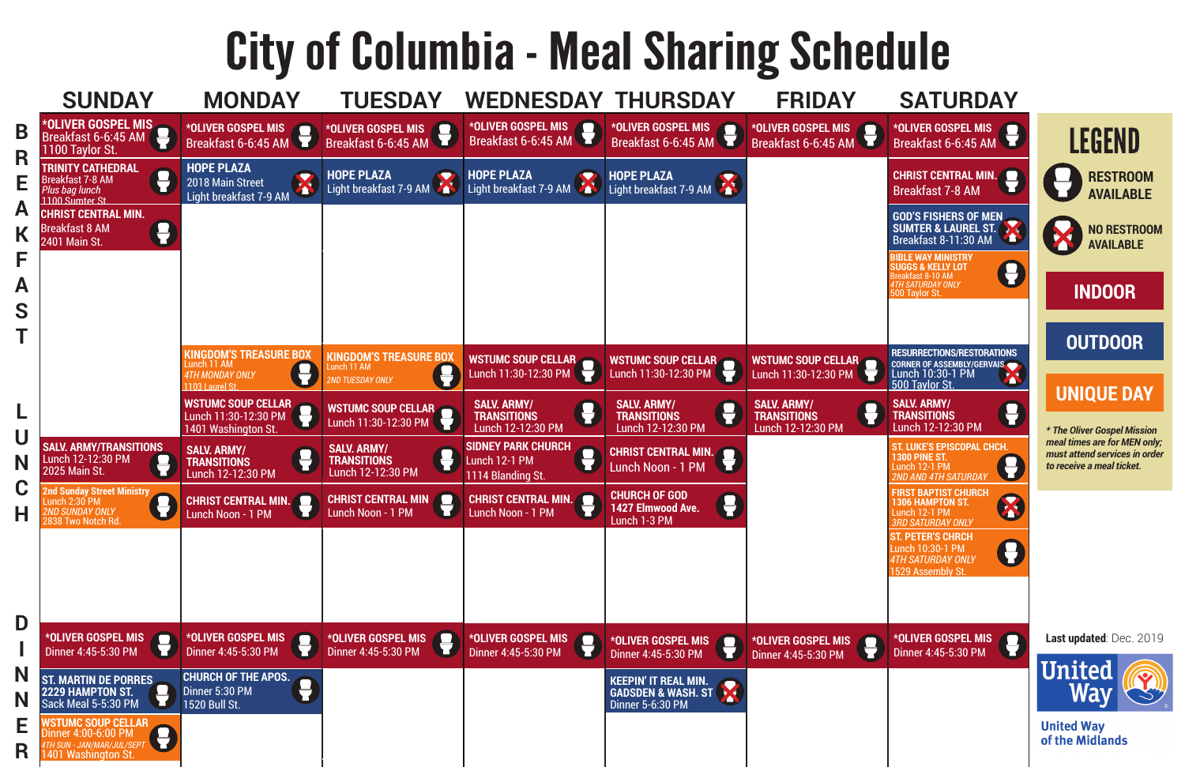# City of Columbia - Meal Sharing Schedule

## BREAKFAST

| SUNDAY | MONDAY | TUESDAY | WEDNESDAY | THURSDAY | FRIDAY | SATURDAY |
|---|---|---|---|---|---|---|
| *OLIVER GOSPEL MIS Breakfast 6-6:45 AM 1100 Taylor St. | *OLIVER GOSPEL MIS Breakfast 6-6:45 AM | *OLIVER GOSPEL MIS Breakfast 6-6:45 AM | *OLIVER GOSPEL MIS Breakfast 6-6:45 AM | *OLIVER GOSPEL MIS Breakfast 6-6:45 AM | *OLIVER GOSPEL MIS Breakfast 6-6:45 AM | *OLIVER GOSPEL MIS Breakfast 6-6:45 AM |
| TRINITY CATHEDRAL Breakfast 7-8 AM *Plus bag lunch* 1100 Sumter St. | HOPE PLAZA 2018 Main Street Light breakfast 7-9 AM | HOPE PLAZA Light breakfast 7-9 AM | HOPE PLAZA Light breakfast 7-9 AM | HOPE PLAZA Light breakfast 7-9 AM | | CHRIST CENTRAL MIN. Breakfast 7-8 AM |
| CHRIST CENTRAL MIN. Breakfast 8 AM 2401 Main St. | | | | | | GOD'S FISHERS OF MEN SUMTER & LAUREL ST. Breakfast 8-11:30 AM |
| | | | | | | BIBLE WAY MINISTRY SUGGS & KELLY LOT Breakfast 8-10 AM *4TH SATURDAY ONLY* 500 Taylor St. |

## LUNCH

| SUNDAY | MONDAY | TUESDAY | WEDNESDAY | THURSDAY | FRIDAY | SATURDAY |
|---|---|---|---|---|---|---|
| | KINGDOM'S TREASURE BOX Lunch 11 AM *4TH MONDAY ONLY* 1103 Laurel St. | KINGDOM'S TREASURE BOX Lunch 11 AM *2ND TUESDAY ONLY* | WSTUMC SOUP CELLAR Lunch 11:30-12:30 PM | WSTUMC SOUP CELLAR Lunch 11:30-12:30 PM | WSTUMC SOUP CELLAR Lunch 11:30-12:30 PM | RESURRECTIONS/RESTORATIONS CORNER OF ASSEMBLY/GERVAIS Lunch 10:30-1 PM 500 Taylor St. |
| | WSTUMC SOUP CELLAR Lunch 11:30-12:30 PM 1401 Washington St. | WSTUMC SOUP CELLAR Lunch 11:30-12:30 PM | SALV. ARMY/ TRANSITIONS Lunch 12-12:30 PM | SALV. ARMY/ TRANSITIONS Lunch 12-12:30 PM | SALV. ARMY/ TRANSITIONS Lunch 12-12:30 PM | SALV. ARMY/ TRANSITIONS Lunch 12-12:30 PM |
| SALV. ARMY/TRANSITIONS Lunch 12-12:30 PM 2025 Main St. | SALV. ARMY/ TRANSITIONS Lunch 12-12:30 PM | SALV. ARMY/ TRANSITIONS Lunch 12-12:30 PM | SIDNEY PARK CHURCH Lunch 12-1 PM 1114 Blanding St. | CHRIST CENTRAL MIN. Lunch Noon - 1 PM | | ST. LUKE'S EPISCOPAL CHCH. 1300 PINE ST. Lunch 12-1 PM *2ND AND 4TH SATURDAY* |
| 2nd Sunday Street Ministry Lunch 2:30 PM *2ND SUNDAY ONLY* 2838 Two Notch Rd. | CHRIST CENTRAL MIN. Lunch Noon - 1 PM | CHRIST CENTRAL MIN Lunch Noon - 1 PM | CHRIST CENTRAL MIN. Lunch Noon - 1 PM | CHURCH OF GOD 1427 Elmwood Ave. Lunch 1-3 PM | | FIRST BAPTIST CHURCH 1306 HAMPTON ST. Lunch 12-1 PM *3RD SATURDAY ONLY* |
| | | | | | | ST. PETER'S CHRCH Lunch 10:30-1 PM *4TH SATURDAY ONLY* 1529 Assembly St. |

## DINNER

| SUNDAY | MONDAY | TUESDAY | WEDNESDAY | THURSDAY | FRIDAY | SATURDAY |
|---|---|---|---|---|---|---|
| *OLIVER GOSPEL MIS Dinner 4:45-5:30 PM | *OLIVER GOSPEL MIS Dinner 4:45-5:30 PM | *OLIVER GOSPEL MIS Dinner 4:45-5:30 PM | *OLIVER GOSPEL MIS Dinner 4:45-5:30 PM | *OLIVER GOSPEL MIS Dinner 4:45-5:30 PM | *OLIVER GOSPEL MIS Dinner 4:45-5:30 PM | *OLIVER GOSPEL MIS Dinner 4:45-5:30 PM |
| ST. MARTIN DE PORRES 2229 HAMPTON ST. Sack Meal 5-5:30 PM | CHURCH OF THE APOS. Dinner 5:30 PM 1520 Bull St. | | | KEEPIN' IT REAL MIN. GADSDEN & WASH. ST Dinner 5-6:30 PM | | |
| WSTUMC SOUP CELLAR Dinner 4:00-6:00 PM *4TH SUN - JAN/MAR/JUL/SEPT* 1401 Washington St. | | | | | | |

## LEGEND

- RESTROOM AVAILABLE
- NO RESTROOM AVAILABLE
- INDOOR
- OUTDOOR
- UNIQUE DAY

*\* The Oliver Gospel Mission meal times are for MEN only; must attend services in order to receive a meal ticket.*

**Last updated**: Dec. 2019

United Way of the Midlands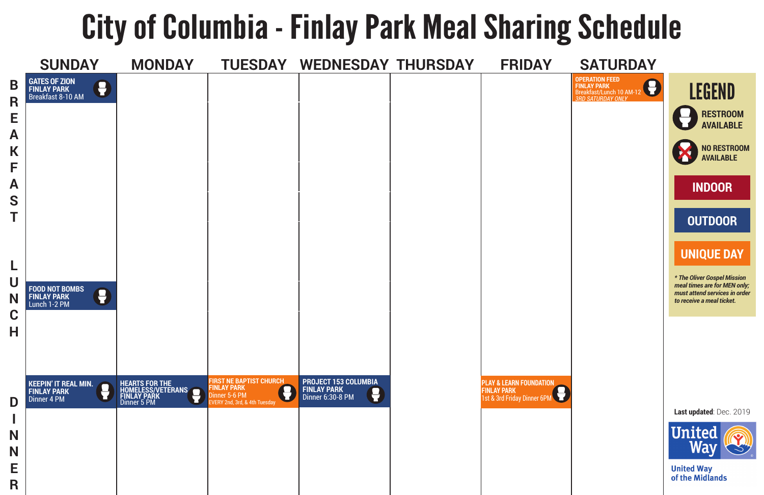# City of Columbia - Finlay Park Meal Sharing Schedule

| | SUNDAY | MONDAY | TUESDAY | WEDNESDAY | THURSDAY | FRIDAY | SATURDAY |
|---|---|---|---|---|---|---|---|
| BREAKFAST | GATES OF ZION FINLAY PARK Breakfast 8-10 AM | | | | | | OPERATION FEED FINLAY PARK Breakfast/Lunch 10 AM-12 *3RD SATURDAY ONLY* |
| LUNCH | FOOD NOT BOMBS FINLAY PARK Lunch 1-2 PM | | | | | | |
| DINNER | KEEPIN' IT REAL MIN. FINLAY PARK Dinner 4 PM | HEARTS FOR THE HOMELESS/VETERANS FINLAY PARK Dinner 5 PM | FIRST NE BAPTIST CHURCH FINLAY PARK Dinner 5-6 PM EVERY 2nd, 3rd, & 4th Tuesday | PROJECT 153 COLUMBIA FINLAY PARK Dinner 6:30-8 PM | | PLAY & LEARN FOUNDATION FINLAY PARK 1st & 3rd Friday Dinner 6PM | |

## LEGEND

RESTROOM AVAILABLE

NO RESTROOM AVAILABLE

INDOOR

OUTDOOR

UNIQUE DAY

*\* The Oliver Gospel Mission meal times are for MEN only; must attend services in order to receive a meal ticket.*

**Last updated**: Dec. 2019

United Way of the Midlands